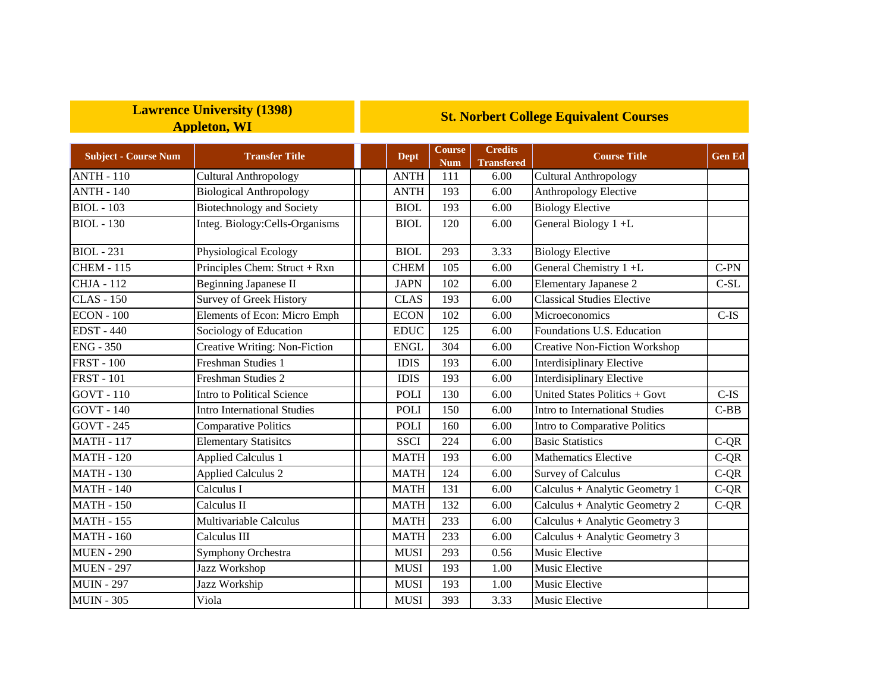| Lawrence University (1398) Appleton, WI | | St. Northert College Equivalent Courses | | | | |
|---|---|---|---|---|---|---|
| **Subject - Course Num** | **Transfer Title** | **Dept** | **Course Num** | **Credits Transfered** | **Course Title** | **Gen Ed** |
| ANTH - 110 | Cultural Anthropology | ANTH | 111 | 6.00 | Cultural Anthropology | |
| ANTH - 140 | Biological Anthropology | ANTH | 193 | 6.00 | Anthropology Elective | |
| BIOL - 103 | Biotechnology and Society | BIOL | 193 | 6.00 | Biology Elective | |
| BIOL - 130 | Integ. Biology:Cells-Organisms | BIOL | 120 | 6.00 | General Biology 1 +L | |
| BIOL - 231 | Physiological Ecology | BIOL | 293 | 3.33 | Biology Elective | |
| CHEM - 115 | Principles Chem: Struct + Rxn | CHEM | 105 | 6.00 | General Chemistry 1 +L | C-PN |
| CHJA - 112 | Beginning Japanese II | JAPN | 102 | 6.00 | Elementary Japanese 2 | C-SL |
| CLAS - 150 | Survey of Greek History | CLAS | 193 | 6.00 | Classical Studies Elective | |
| ECON - 100 | Elements of Econ: Micro Emph | ECON | 102 | 6.00 | Microeconomics | C-IS |
| EDST - 440 | Sociology of Education | EDUC | 125 | 6.00 | Foundations U.S. Education | |
| ENG - 350 | Creative Writing: Non-Fiction | ENGL | 304 | 6.00 | Creative Non-Fiction Workshop | |
| FRST - 100 | Freshman Studies 1 | IDIS | 193 | 6.00 | Interdisiplinary Elective | |
| FRST - 101 | Freshman Studies 2 | IDIS | 193 | 6.00 | Interdisiplinary Elective | |
| GOVT - 110 | Intro to Political Science | POLI | 130 | 6.00 | United States Politics + Govt | C-IS |
| GOVT - 140 | Intro International Studies | POLI | 150 | 6.00 | Intro to International Studies | C-BB |
| GOVT - 245 | Comparative Politics | POLI | 160 | 6.00 | Intro to Comparative Politics | |
| MATH - 117 | Elementary Statisitcs | SSCI | 224 | 6.00 | Basic Statistics | C-QR |
| MATH - 120 | Applied Calculus 1 | MATH | 193 | 6.00 | Mathematics Elective | C-QR |
| MATH - 130 | Applied Calculus 2 | MATH | 124 | 6.00 | Survey of Calculus | C-QR |
| MATH - 140 | Calculus I | MATH | 131 | 6.00 | Calculus + Analytic Geometry 1 | C-QR |
| MATH - 150 | Calculus II | MATH | 132 | 6.00 | Calculus + Analytic Geometry 2 | C-QR |
| MATH - 155 | Multivariable Calculus | MATH | 233 | 6.00 | Calculus + Analytic Geometry 3 | |
| MATH - 160 | Calculus III | MATH | 233 | 6.00 | Calculus + Analytic Geometry 3 | |
| MUEN - 290 | Symphony Orchestra | MUSI | 293 | 0.56 | Music Elective | |
| MUEN - 297 | Jazz Workshop | MUSI | 193 | 1.00 | Music Elective | |
| MUIN - 297 | Jazz Workship | MUSI | 193 | 1.00 | Music Elective | |
| MUIN - 305 | Viola | MUSI | 393 | 3.33 | Music Elective | |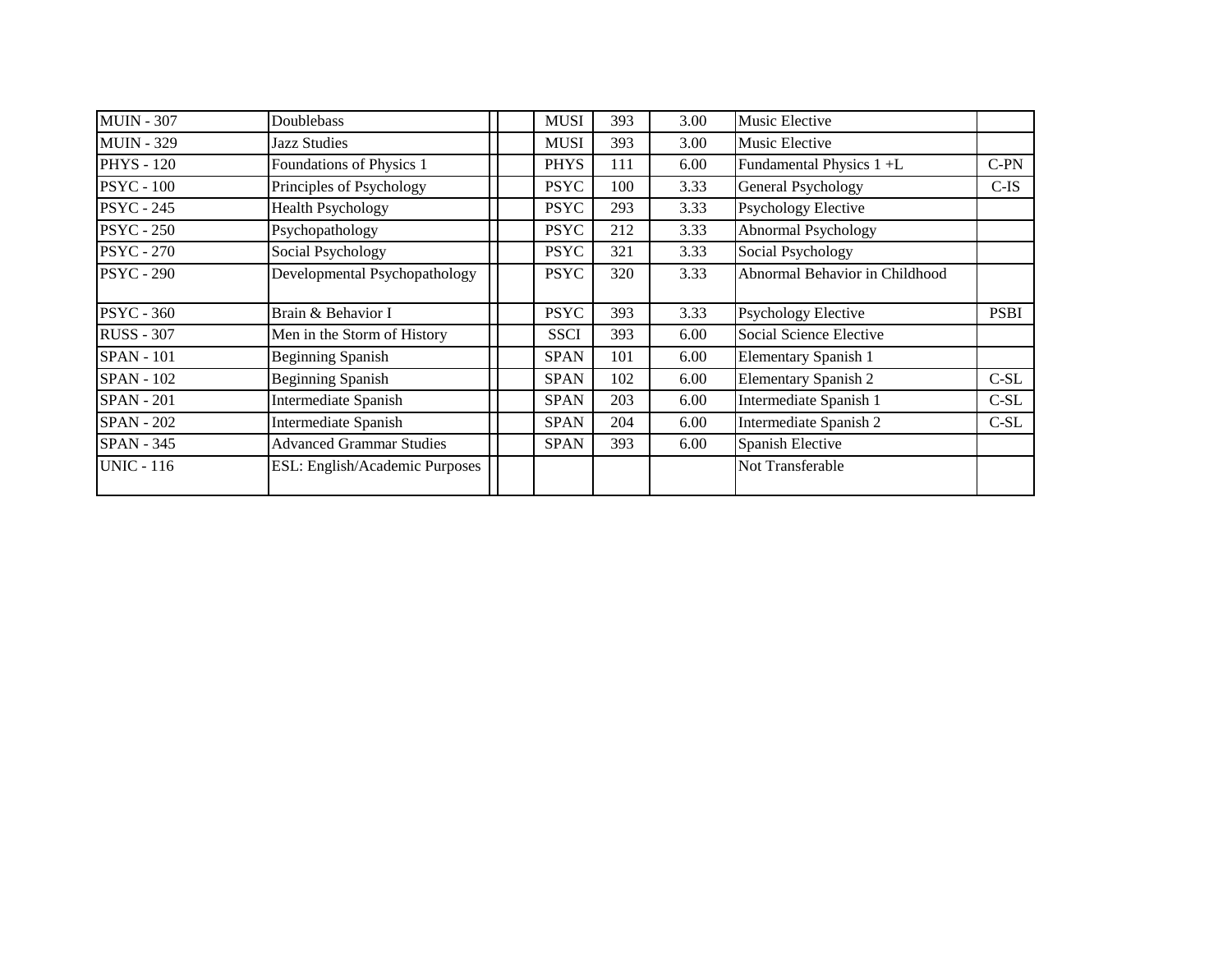| | | | | | | | | |
|---|---|---|---|---|---|---|---|---|
| MUIN - 307 | Doublebass | | | MUSI | 393 | 3.00 | Music Elective | |
| MUIN - 329 | Jazz Studies | | | MUSI | 393 | 3.00 | Music Elective | |
| PHYS - 120 | Foundations of Physics 1 | | | PHYS | 111 | 6.00 | Fundamental Physics 1 +L | C-PN |
| PSYC - 100 | Principles of Psychology | | | PSYC | 100 | 3.33 | General Psychology | C-IS |
| PSYC - 245 | Health Psychology | | | PSYC | 293 | 3.33 | Psychology Elective | |
| PSYC - 250 | Psychopathology | | | PSYC | 212 | 3.33 | Abnormal Psychology | |
| PSYC - 270 | Social Psychology | | | PSYC | 321 | 3.33 | Social Psychology | |
| PSYC - 290 | Developmental Psychopathology | | | PSYC | 320 | 3.33 | Abnormal Behavior in Childhood | |
| PSYC - 360 | Brain & Behavior I | | | PSYC | 393 | 3.33 | Psychology Elective | PSBI |
| RUSS - 307 | Men in the Storm of History | | | SSCI | 393 | 6.00 | Social Science Elective | |
| SPAN - 101 | Beginning Spanish | | | SPAN | 101 | 6.00 | Elementary Spanish 1 | |
| SPAN - 102 | Beginning Spanish | | | SPAN | 102 | 6.00 | Elementary Spanish 2 | C-SL |
| SPAN - 201 | Intermediate Spanish | | | SPAN | 203 | 6.00 | Intermediate Spanish 1 | C-SL |
| SPAN - 202 | Intermediate Spanish | | | SPAN | 204 | 6.00 | Intermediate Spanish 2 | C-SL |
| SPAN - 345 | Advanced Grammar Studies | | | SPAN | 393 | 6.00 | Spanish Elective | |
| UNIC - 116 | ESL: English/Academic Purposes | | | | | | Not Transferable | |